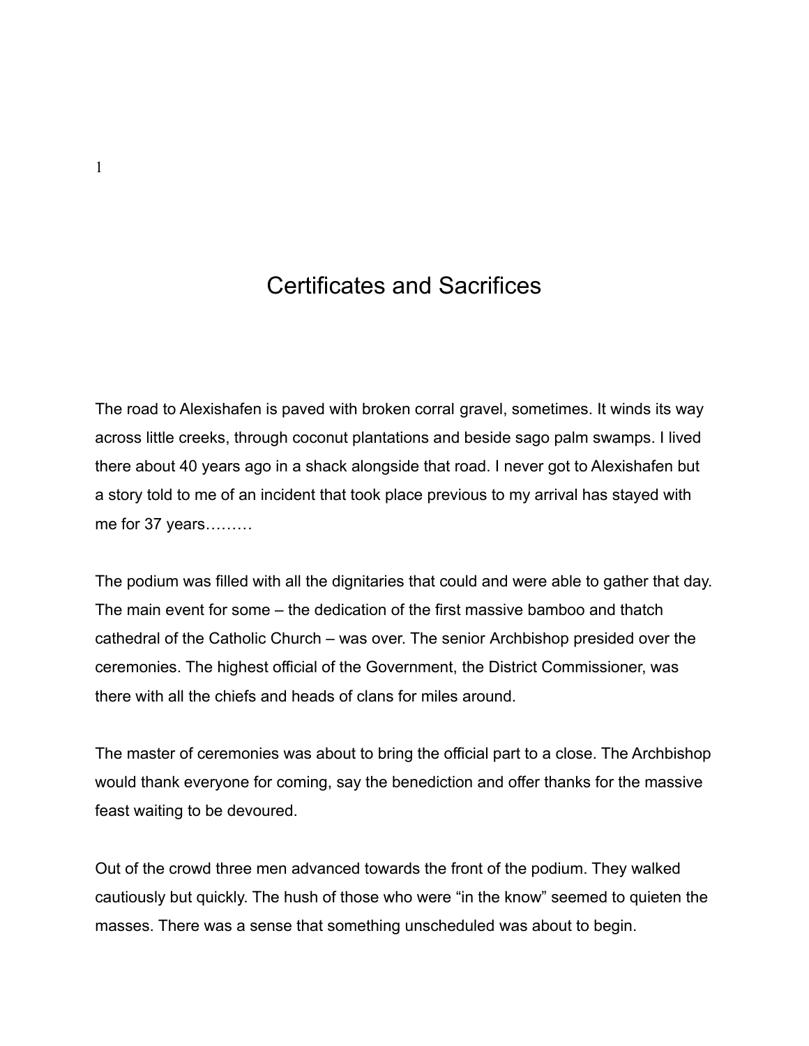# Certificates and Sacrifices

The road to Alexishafen is paved with broken corral gravel, sometimes. It winds its way across little creeks, through coconut plantations and beside sago palm swamps. I lived there about 40 years ago in a shack alongside that road. I never got to Alexishafen but a story told to me of an incident that took place previous to my arrival has stayed with me for 37 years………

The podium was filled with all the dignitaries that could and were able to gather that day. The main event for some – the dedication of the first massive bamboo and thatch cathedral of the Catholic Church – was over. The senior Archbishop presided over the ceremonies. The highest official of the Government, the District Commissioner, was there with all the chiefs and heads of clans for miles around.

The master of ceremonies was about to bring the official part to a close. The Archbishop would thank everyone for coming, say the benediction and offer thanks for the massive feast waiting to be devoured.

Out of the crowd three men advanced towards the front of the podium. They walked cautiously but quickly. The hush of those who were "in the know" seemed to quieten the masses. There was a sense that something unscheduled was about to begin.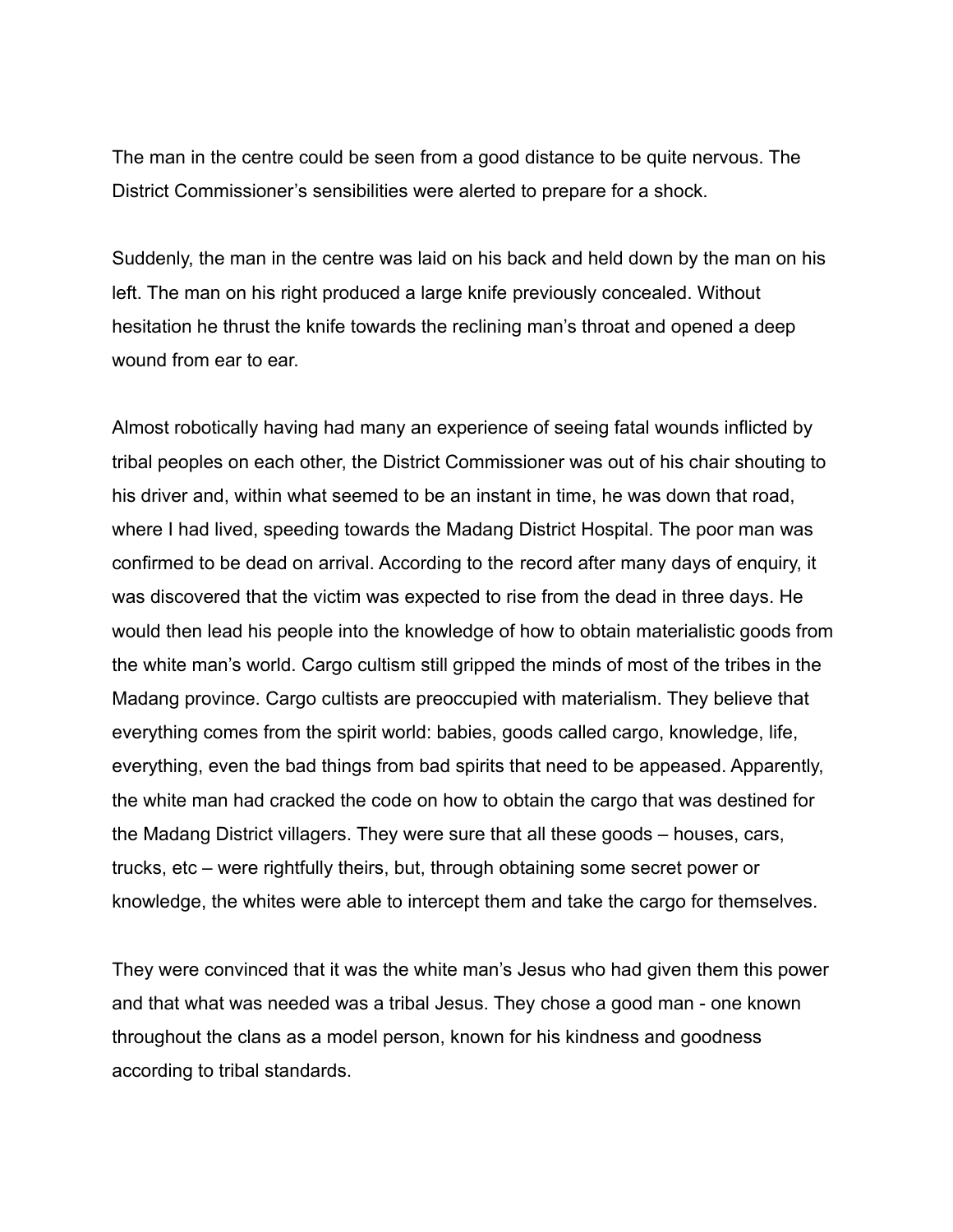The man in the centre could be seen from a good distance to be quite nervous. The District Commissioner's sensibilities were alerted to prepare for a shock.

Suddenly, the man in the centre was laid on his back and held down by the man on his left. The man on his right produced a large knife previously concealed. Without hesitation he thrust the knife towards the reclining man's throat and opened a deep wound from ear to ear.

Almost robotically having had many an experience of seeing fatal wounds inflicted by tribal peoples on each other, the District Commissioner was out of his chair shouting to his driver and, within what seemed to be an instant in time, he was down that road, where I had lived, speeding towards the Madang District Hospital. The poor man was confirmed to be dead on arrival. According to the record after many days of enquiry, it was discovered that the victim was expected to rise from the dead in three days. He would then lead his people into the knowledge of how to obtain materialistic goods from the white man's world. Cargo cultism still gripped the minds of most of the tribes in the Madang province. Cargo cultists are preoccupied with materialism. They believe that everything comes from the spirit world: babies, goods called cargo, knowledge, life, everything, even the bad things from bad spirits that need to be appeased. Apparently, the white man had cracked the code on how to obtain the cargo that was destined for the Madang District villagers. They were sure that all these goods – houses, cars, trucks, etc – were rightfully theirs, but, through obtaining some secret power or knowledge, the whites were able to intercept them and take the cargo for themselves.

They were convinced that it was the white man's Jesus who had given them this power and that what was needed was a tribal Jesus. They chose a good man - one known throughout the clans as a model person, known for his kindness and goodness according to tribal standards.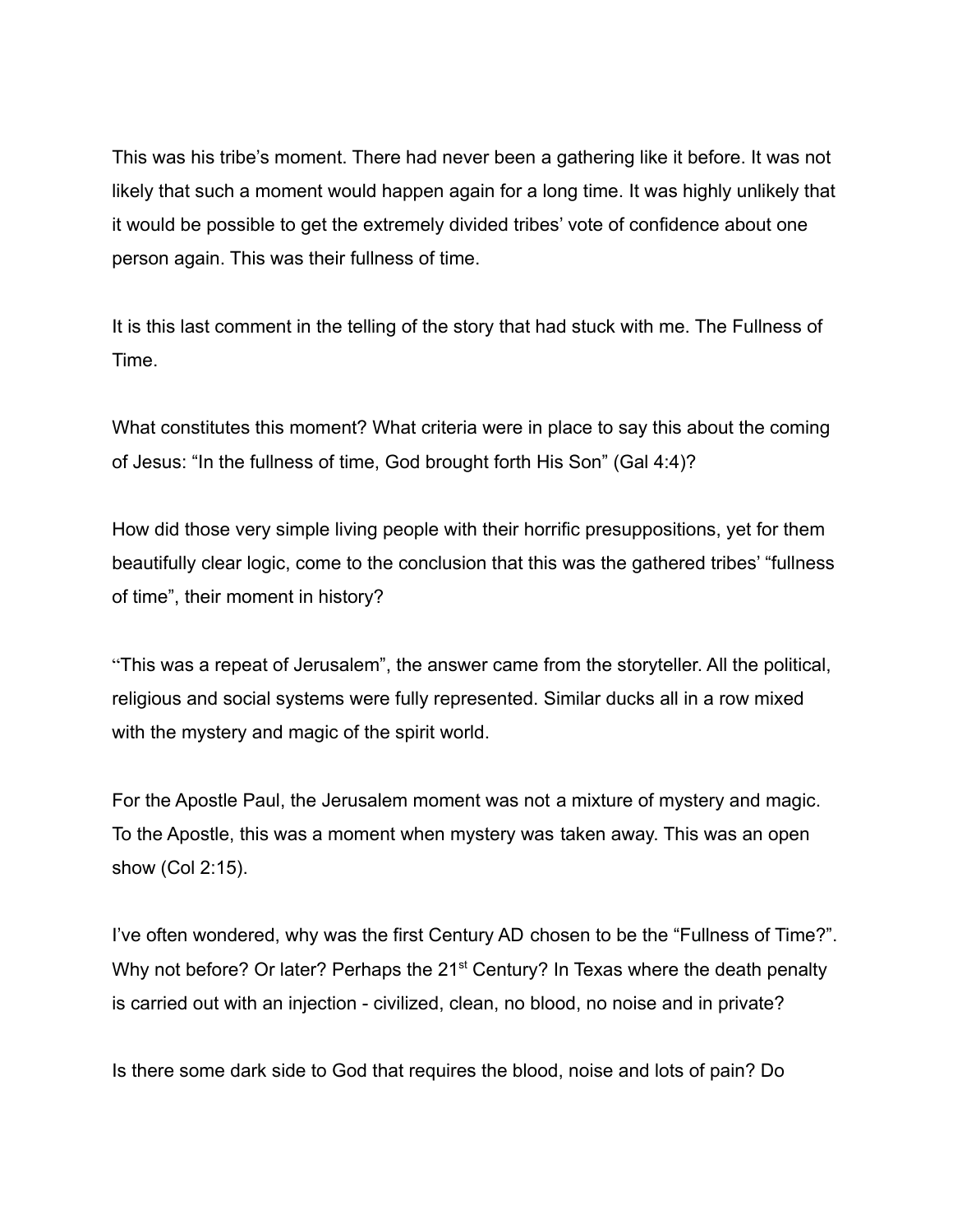This was his tribe's moment. There had never been a gathering like it before. It was not likely that such a moment would happen again for a long time. It was highly unlikely that it would be possible to get the extremely divided tribes' vote of confidence about one person again. This was their fullness of time.

It is this last comment in the telling of the story that had stuck with me. The Fullness of Time.

What constitutes this moment? What criteria were in place to say this about the coming of Jesus: "In the fullness of time, God brought forth His Son" (Gal 4:4)?

How did those very simple living people with their horrific presuppositions, yet for them beautifully clear logic, come to the conclusion that this was the gathered tribes' "fullness of time", their moment in history?

"This was a repeat of Jerusalem", the answer came from the storyteller. All the political, religious and social systems were fully represented. Similar ducks all in a row mixed with the mystery and magic of the spirit world.

For the Apostle Paul, the Jerusalem moment was not a mixture of mystery and magic. To the Apostle, this was a moment when mystery was taken away. This was an open show (Col 2:15).

I've often wondered, why was the first Century AD chosen to be the "Fullness of Time?". Why not before? Or later? Perhaps the 21st Century? In Texas where the death penalty is carried out with an injection - civilized, clean, no blood, no noise and in private?

Is there some dark side to God that requires the blood, noise and lots of pain? Do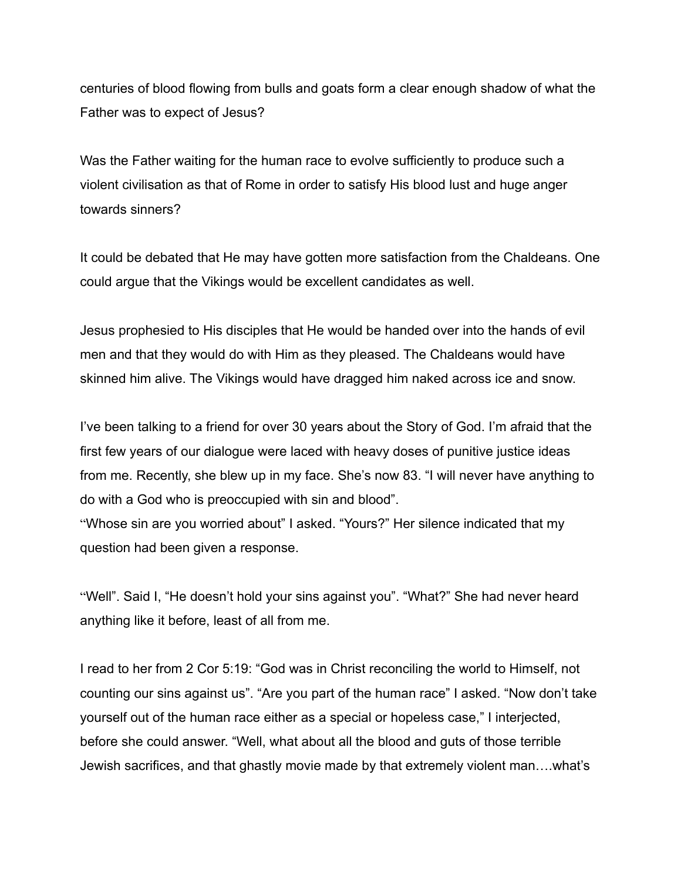centuries of blood flowing from bulls and goats form a clear enough shadow of what the Father was to expect of Jesus?

Was the Father waiting for the human race to evolve sufficiently to produce such a violent civilisation as that of Rome in order to satisfy His blood lust and huge anger towards sinners?

It could be debated that He may have gotten more satisfaction from the Chaldeans. One could argue that the Vikings would be excellent candidates as well.

Jesus prophesied to His disciples that He would be handed over into the hands of evil men and that they would do with Him as they pleased. The Chaldeans would have skinned him alive. The Vikings would have dragged him naked across ice and snow.

I've been talking to a friend for over 30 years about the Story of God. I'm afraid that the first few years of our dialogue were laced with heavy doses of punitive justice ideas from me. Recently, she blew up in my face. She's now 83. "I will never have anything to do with a God who is preoccupied with sin and blood".
"Whose sin are you worried about" I asked. "Yours?" Her silence indicated that my question had been given a response.

"Well". Said I, "He doesn't hold your sins against you". "What?" She had never heard anything like it before, least of all from me.

I read to her from 2 Cor 5:19: "God was in Christ reconciling the world to Himself, not counting our sins against us". "Are you part of the human race" I asked. "Now don't take yourself out of the human race either as a special or hopeless case," I interjected, before she could answer. "Well, what about all the blood and guts of those terrible Jewish sacrifices, and that ghastly movie made by that extremely violent man….what's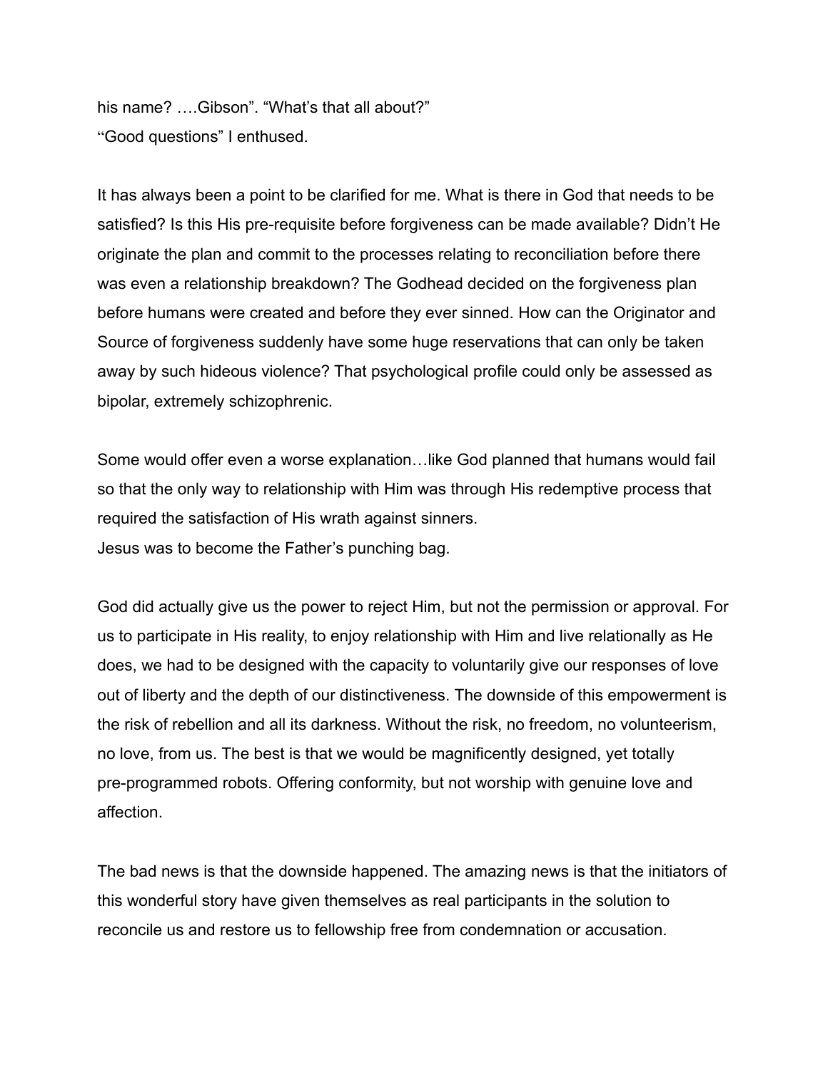his name? ….Gibson". "What's that all about?"
"Good questions" I enthused.

It has always been a point to be clarified for me. What is there in God that needs to be satisfied? Is this His pre-requisite before forgiveness can be made available? Didn't He originate the plan and commit to the processes relating to reconciliation before there was even a relationship breakdown? The Godhead decided on the forgiveness plan before humans were created and before they ever sinned. How can the Originator and Source of forgiveness suddenly have some huge reservations that can only be taken away by such hideous violence? That psychological profile could only be assessed as bipolar, extremely schizophrenic.

Some would offer even a worse explanation…like God planned that humans would fail so that the only way to relationship with Him was through His redemptive process that required the satisfaction of His wrath against sinners.
Jesus was to become the Father's punching bag.

God did actually give us the power to reject Him, but not the permission or approval. For us to participate in His reality, to enjoy relationship with Him and live relationally as He does, we had to be designed with the capacity to voluntarily give our responses of love out of liberty and the depth of our distinctiveness. The downside of this empowerment is the risk of rebellion and all its darkness. Without the risk, no freedom, no volunteerism, no love, from us. The best is that we would be magnificently designed, yet totally pre-programmed robots. Offering conformity, but not worship with genuine love and affection.

The bad news is that the downside happened. The amazing news is that the initiators of this wonderful story have given themselves as real participants in the solution to reconcile us and restore us to fellowship free from condemnation or accusation.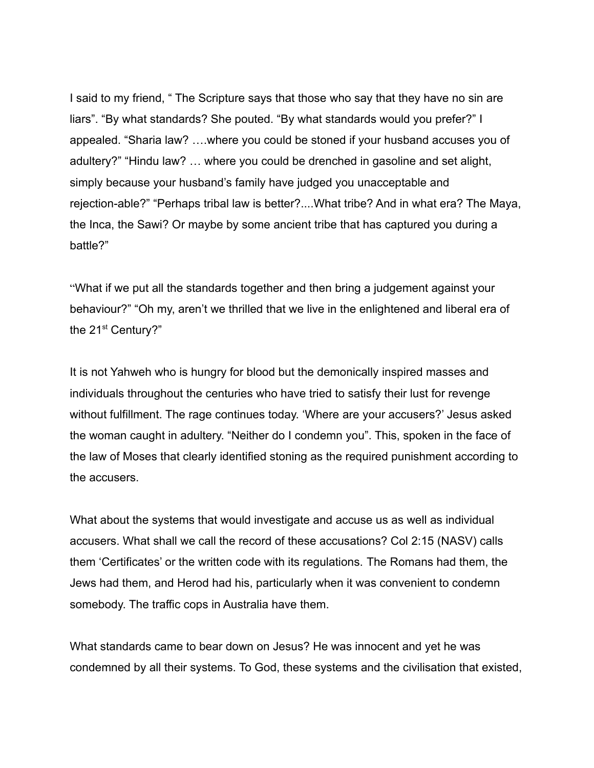I said to my friend, " The Scripture says that those who say that they have no sin are liars". "By what standards? She pouted. "By what standards would you prefer?" I appealed. "Sharia law? ….where you could be stoned if your husband accuses you of adultery?" "Hindu law? … where you could be drenched in gasoline and set alight, simply because your husband's family have judged you unacceptable and rejection-able?" "Perhaps tribal law is better?....What tribe? And in what era? The Maya, the Inca, the Sawi? Or maybe by some ancient tribe that has captured you during a battle?"

"What if we put all the standards together and then bring a judgement against your behaviour?" "Oh my, aren't we thrilled that we live in the enlightened and liberal era of the 21st Century?"

It is not Yahweh who is hungry for blood but the demonically inspired masses and individuals throughout the centuries who have tried to satisfy their lust for revenge without fulfillment. The rage continues today. 'Where are your accusers?' Jesus asked the woman caught in adultery. "Neither do I condemn you". This, spoken in the face of the law of Moses that clearly identified stoning as the required punishment according to the accusers.

What about the systems that would investigate and accuse us as well as individual accusers. What shall we call the record of these accusations? Col 2:15 (NASV) calls them 'Certificates' or the written code with its regulations. The Romans had them, the Jews had them, and Herod had his, particularly when it was convenient to condemn somebody. The traffic cops in Australia have them.

What standards came to bear down on Jesus? He was innocent and yet he was condemned by all their systems. To God, these systems and the civilisation that existed,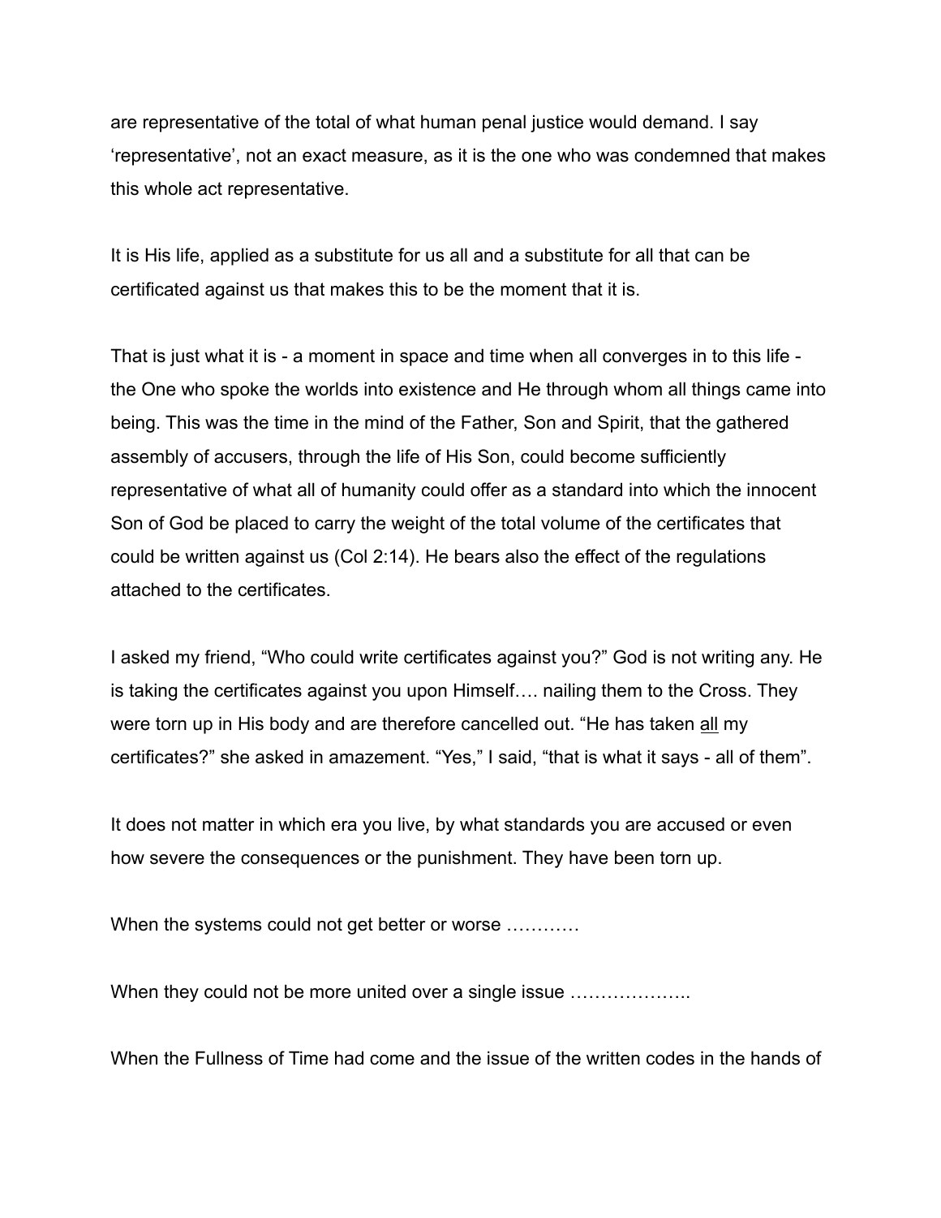are representative of the total of what human penal justice would demand. I say ‘representative’, not an exact measure, as it is the one who was condemned that makes this whole act representative.

It is His life, applied as a substitute for us all and a substitute for all that can be certificated against us that makes this to be the moment that it is.

That is just what it is - a moment in space and time when all converges in to this life - the One who spoke the worlds into existence and He through whom all things came into being. This was the time in the mind of the Father, Son and Spirit, that the gathered assembly of accusers, through the life of His Son, could become sufficiently representative of what all of humanity could offer as a standard into which the innocent Son of God be placed to carry the weight of the total volume of the certificates that could be written against us (Col 2:14). He bears also the effect of the regulations attached to the certificates.

I asked my friend, “Who could write certificates against you?” God is not writing any. He is taking the certificates against you upon Himself…. nailing them to the Cross. They were torn up in His body and are therefore cancelled out. “He has taken <u>all</u> my certificates?” she asked in amazement. “Yes,” I said, “that is what it says - all of them”.

It does not matter in which era you live, by what standards you are accused or even how severe the consequences or the punishment. They have been torn up.

When the systems could not get better or worse …………

When they could not be more united over a single issue ………………..

When the Fullness of Time had come and the issue of the written codes in the hands of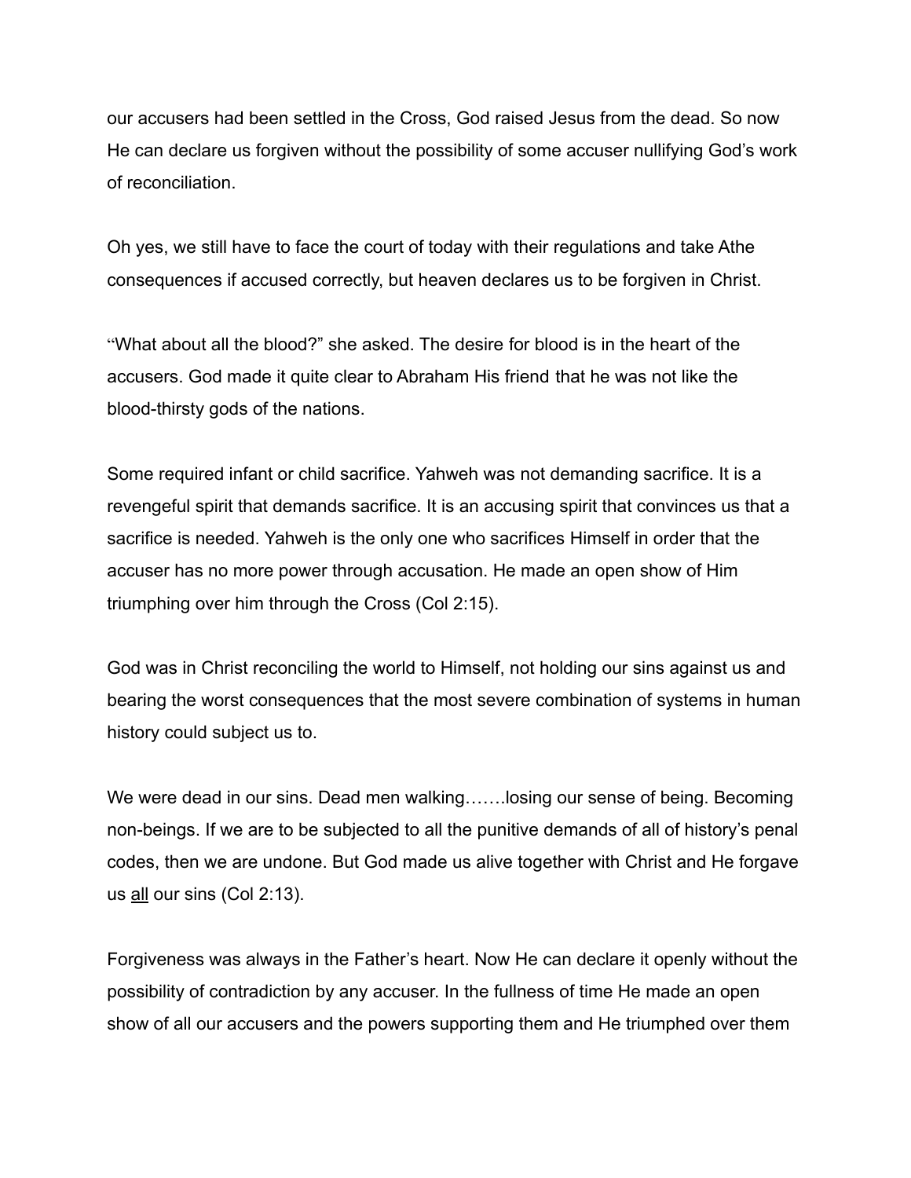our accusers had been settled in the Cross, God raised Jesus from the dead. So now He can declare us forgiven without the possibility of some accuser nullifying God's work of reconciliation.

Oh yes, we still have to face the court of today with their regulations and take Athe consequences if accused correctly, but heaven declares us to be forgiven in Christ.

"What about all the blood?" she asked. The desire for blood is in the heart of the accusers. God made it quite clear to Abraham His friend that he was not like the blood-thirsty gods of the nations.

Some required infant or child sacrifice. Yahweh was not demanding sacrifice. It is a revengeful spirit that demands sacrifice. It is an accusing spirit that convinces us that a sacrifice is needed. Yahweh is the only one who sacrifices Himself in order that the accuser has no more power through accusation. He made an open show of Him triumphing over him through the Cross (Col 2:15).

God was in Christ reconciling the world to Himself, not holding our sins against us and bearing the worst consequences that the most severe combination of systems in human history could subject us to.

We were dead in our sins. Dead men walking…….losing our sense of being. Becoming non-beings. If we are to be subjected to all the punitive demands of all of history's penal codes, then we are undone. But God made us alive together with Christ and He forgave us <u>all</u> our sins (Col 2:13).

Forgiveness was always in the Father's heart. Now He can declare it openly without the possibility of contradiction by any accuser. In the fullness of time He made an open show of all our accusers and the powers supporting them and He triumphed over them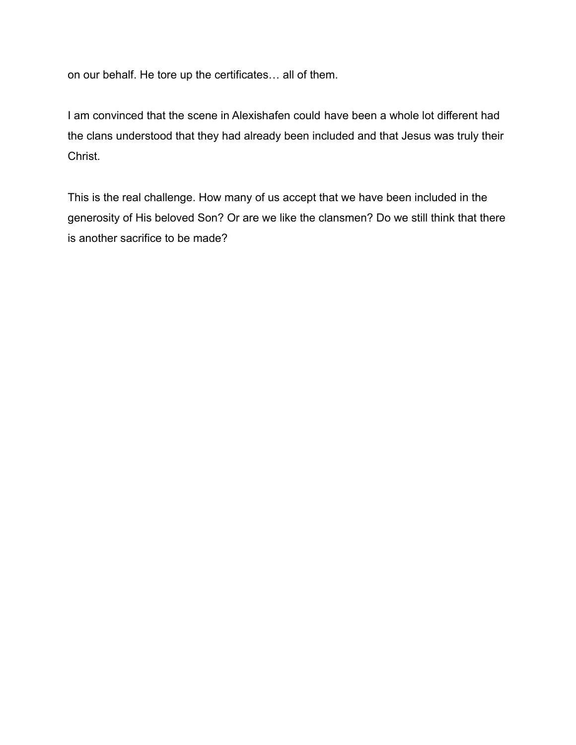on our behalf. He tore up the certificates… all of them.

I am convinced that the scene in Alexishafen could have been a whole lot different had the clans understood that they had already been included and that Jesus was truly their Christ.

This is the real challenge. How many of us accept that we have been included in the generosity of His beloved Son? Or are we like the clansmen? Do we still think that there is another sacrifice to be made?